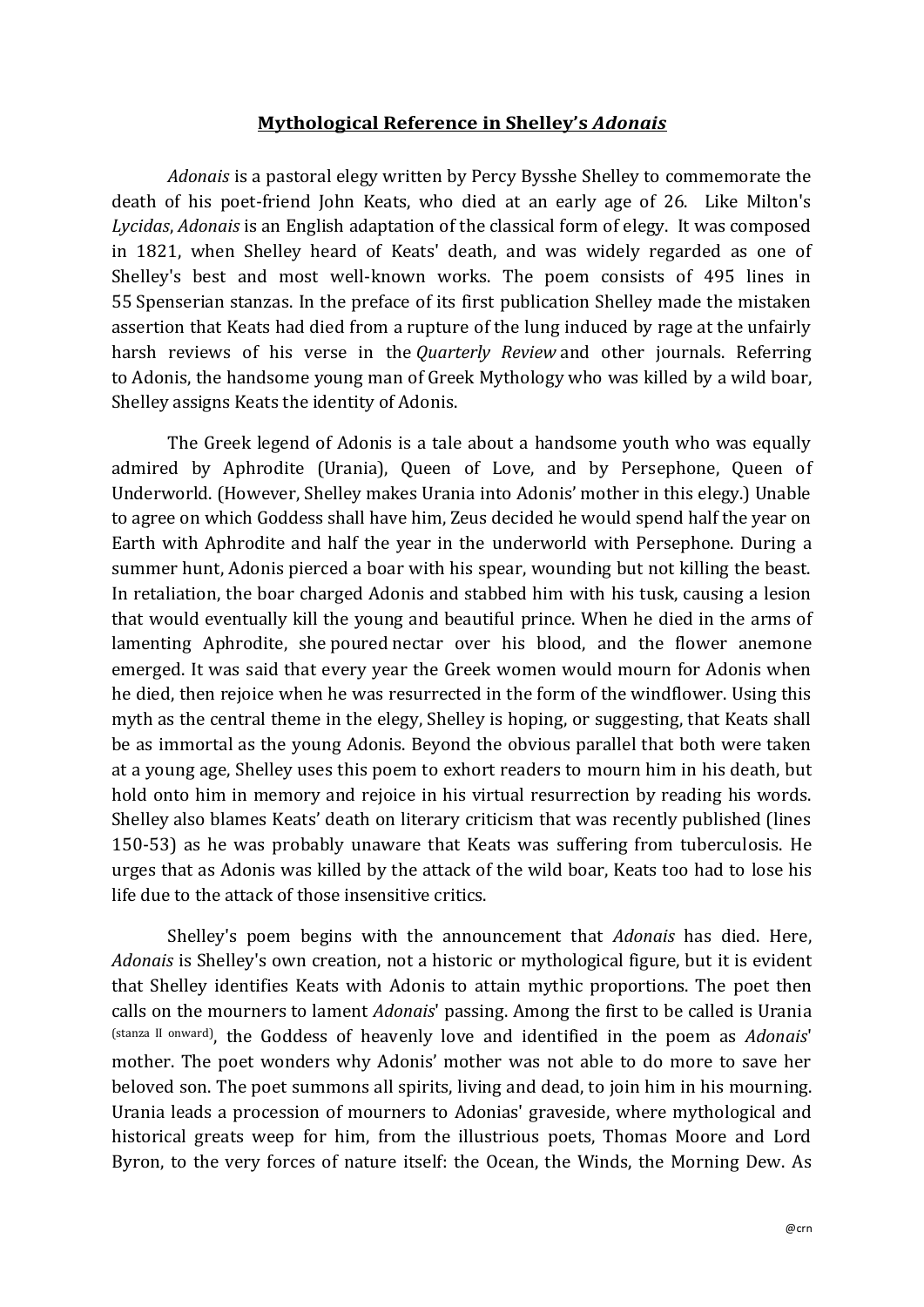# **Mythological Reference in Shelley's *Adonais***

*Adonais* is a pastoral elegy written by Percy Bysshe Shelley to commemorate the death of his poet-friend John Keats, who died at an early age of 26. Like Milton's *Lycidas*, *Adonais* is an English adaptation of the classical form of elegy. It was composed in 1821, when Shelley heard of Keats' death, and was widely regarded as one of Shelley's best and most well-known works. The poem consists of 495 lines in 55 Spenserian stanzas. In the preface of its first publication Shelley made the mistaken assertion that Keats had died from a rupture of the lung induced by rage at the unfairly harsh reviews of his verse in the *Quarterly Review* and other journals. Referring to Adonis, the handsome young man of Greek Mythology who was killed by a wild boar, Shelley assigns Keats the identity of Adonis.

The Greek legend of Adonis is a tale about a handsome youth who was equally admired by Aphrodite (Urania), Queen of Love, and by Persephone, Queen of Underworld. (However, Shelley makes Urania into Adonis' mother in this elegy.) Unable to agree on which Goddess shall have him, Zeus decided he would spend half the year on Earth with Aphrodite and half the year in the underworld with Persephone. During a summer hunt, Adonis pierced a boar with his spear, wounding but not killing the beast. In retaliation, the boar charged Adonis and stabbed him with his tusk, causing a lesion that would eventually kill the young and beautiful prince. When he died in the arms of lamenting Aphrodite, she poured nectar over his blood, and the flower anemone emerged. It was said that every year the Greek women would mourn for Adonis when he died, then rejoice when he was resurrected in the form of the windflower. Using this myth as the central theme in the elegy, Shelley is hoping, or suggesting, that Keats shall be as immortal as the young Adonis. Beyond the obvious parallel that both were taken at a young age, Shelley uses this poem to exhort readers to mourn him in his death, but hold onto him in memory and rejoice in his virtual resurrection by reading his words. Shelley also blames Keats' death on literary criticism that was recently published (lines 150-53) as he was probably unaware that Keats was suffering from tuberculosis. He urges that as Adonis was killed by the attack of the wild boar, Keats too had to lose his life due to the attack of those insensitive critics.

Shelley's poem begins with the announcement that *Adonais* has died. Here, *Adonais* is Shelley's own creation, not a historic or mythological figure, but it is evident that Shelley identifies Keats with Adonis to attain mythic proportions. The poet then calls on the mourners to lament *Adonais*' passing. Among the first to be called is Urania (stanza II onward), the Goddess of heavenly love and identified in the poem as *Adonais*' mother. The poet wonders why Adonis' mother was not able to do more to save her beloved son. The poet summons all spirits, living and dead, to join him in his mourning. Urania leads a procession of mourners to Adonias' graveside, where mythological and historical greats weep for him, from the illustrious poets, Thomas Moore and Lord Byron, to the very forces of nature itself: the Ocean, the Winds, the Morning Dew. As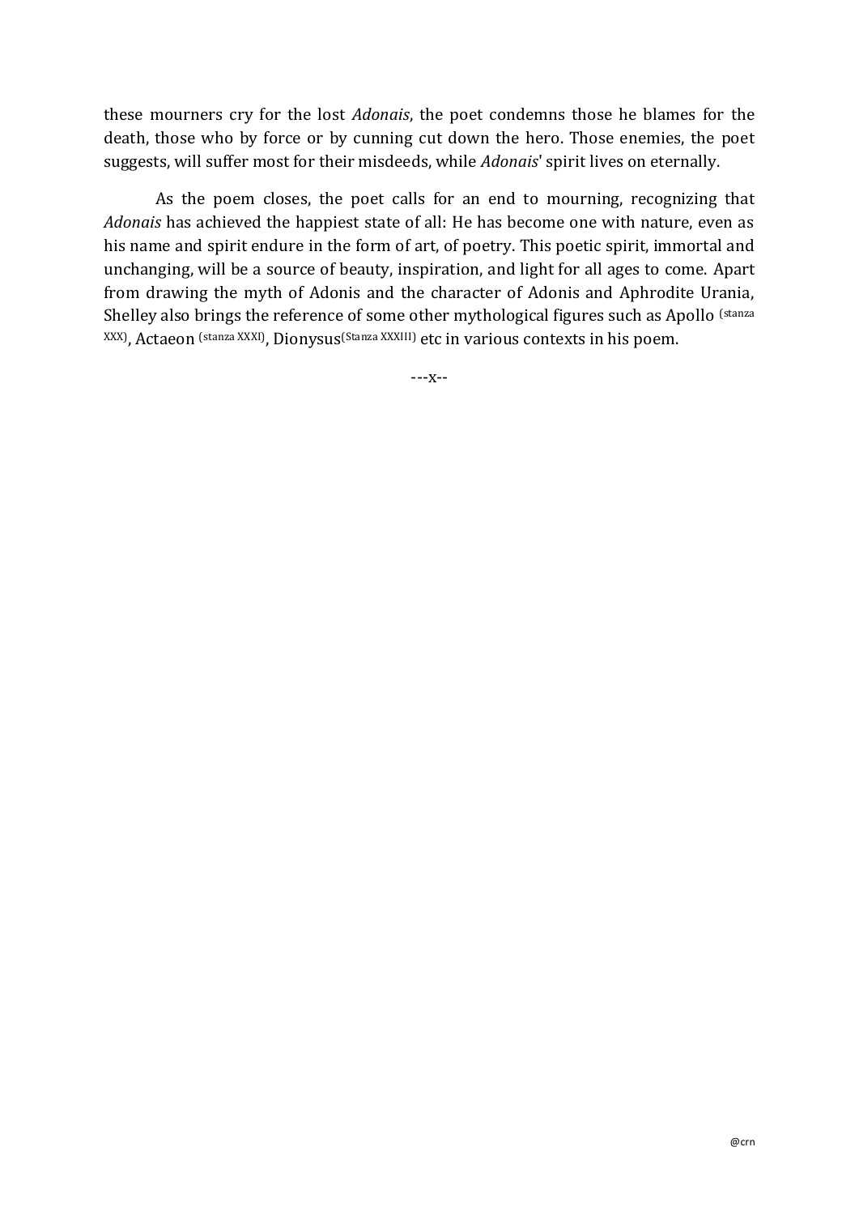these mourners cry for the lost *Adonais*, the poet condemns those he blames for the death, those who by force or by cunning cut down the hero. Those enemies, the poet suggests, will suffer most for their misdeeds, while *Adonais*' spirit lives on eternally.

As the poem closes, the poet calls for an end to mourning, recognizing that *Adonais* has achieved the happiest state of all: He has become one with nature, even as his name and spirit endure in the form of art, of poetry. This poetic spirit, immortal and unchanging, will be a source of beauty, inspiration, and light for all ages to come. Apart from drawing the myth of Adonis and the character of Adonis and Aphrodite Urania, Shelley also brings the reference of some other mythological figures such as Apollo [stanza XXX], Actaeon [stanza XXXI], Dionysus[Stanza XXXIII] etc in various contexts in his poem.

---x--